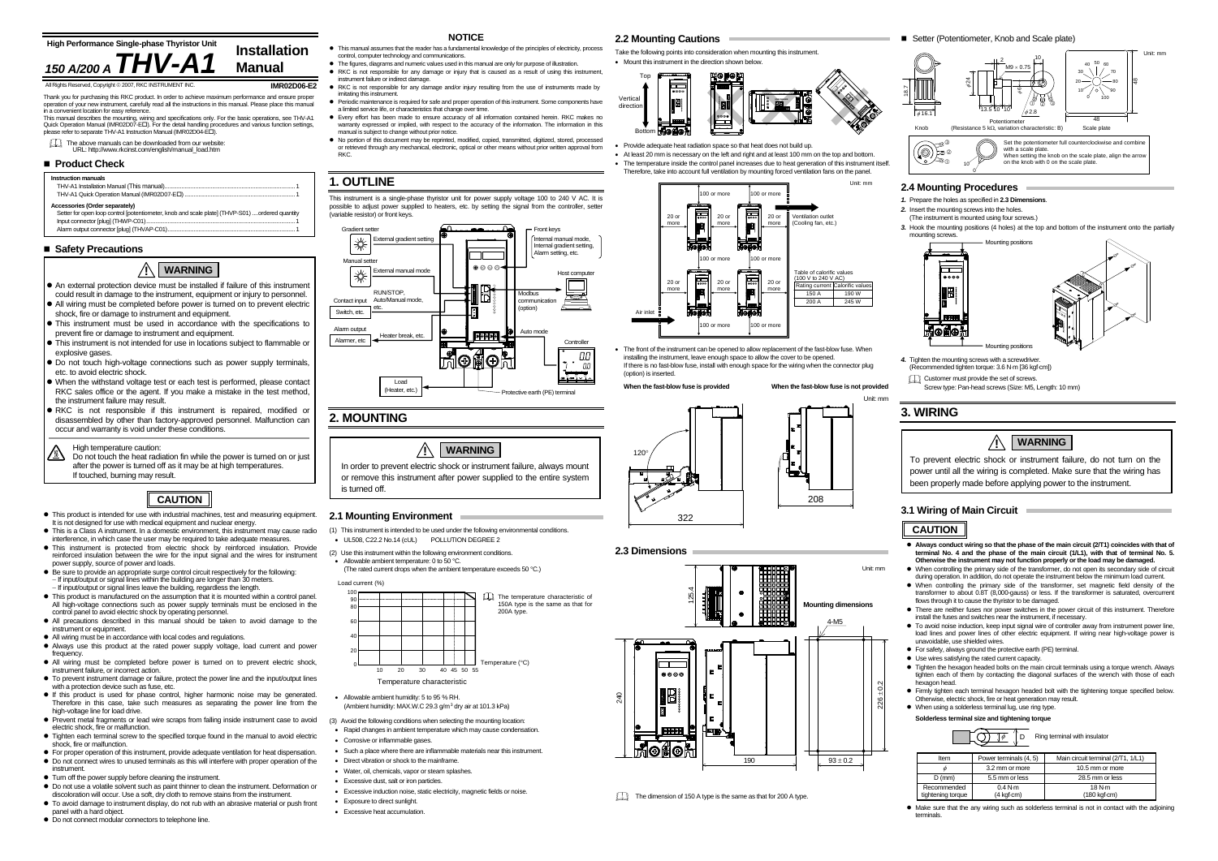**High Performance Single-phase Thyristor Unit**

# 150 A/200 A THV-A1 Installation Manual

All Rights Reserved, Copyright © 2007, RKC INSTRUMENT INC.

**IMR02D06-E2**

Thank you for purchasing this RKC product. In order to achieve maximum performance and ensure proper operation of your new instrument, carefully read all the instructions in this manual. Please place this manual in a convenient location for easy reference.

This manual describes the mounting, wiring and specifications only. For the basic operations, see THV-A1 Quick Operation Manual (IMR02D07-E□). For the detail handling procedures and various function settings, please refer to separate THV-A1 Instruction Manual (IMR02D04-E□).

The above manuals can be downloaded from our website:
URL: http://www.rkcinst.com/english/manual_load.htm

## ■ Product Check

**Instruction manuals**

- THV-A1 Installation Manual (This manual)............ 1
- THV-A1 Quick Operation Manual (IMR02D07-E□)............ 1

**Accessories (Order separately)**

- Setter for open loop control [potentiometer, knob and scale plate] (THVP-S01) ....ordered quantity
- Input connector [plug] (THVP-C01)............ 1
- Alarm output connector [plug] (THVAP-C01)............ 1

## ■ Safety Precautions

**⚠ WARNING**

- An external protection device must be installed if failure of this instrument could result in damage to the instrument, equipment or injury to personnel.
- All wiring must be completed before power is turned on to prevent electric shock, fire or damage to instrument and equipment.
- This instrument must be used in accordance with the specifications to prevent fire or damage to instrument and equipment.
- This instrument is not intended for use in locations subject to flammable or explosive gases.
- Do not touch high-voltage connections such as power supply terminals, etc. to avoid electric shock.
- When the withstand voltage test or each test is performed, please contact RKC sales office or the agent. If you make a mistake in the test method, the instrument failure may result.
- RKC is not responsible if this instrument is repaired, modified or disassembled by other than factory-approved personnel. Malfunction can occur and warranty is void under these conditions.

High temperature caution:
Do not touch the heat radiation fin while the power is turned on or just after the power is turned off as it may be at high temperatures.
If touched, burning may result.

**CAUTION**

- This product is intended for use with industrial machines, test and measuring equipment. It is not designed for use with medical equipment and nuclear energy.
- This is a Class A instrument. In a domestic environment, this instrument may cause radio interference, in which case the user may be required to take adequate measures.
- This instrument is protected from electric shock by reinforced insulation. Provide reinforced insulation between the wire for the input signal and the wires for instrument power supply, source of power and loads.
- Be sure to provide an appropriate surge control circuit respectively for the following:
  - If input/output or signal lines within the building are longer than 30 meters.
  - If input/output or signal lines leave the building, regardless the length.
- This product is manufactured on the assumption that it is mounted within a control panel. All high-voltage connections such as power supply terminals must be enclosed in the control panel to avoid electric shock by operating personnel.
- All precautions described in this manual should be taken to avoid damage to the instrument or equipment.
- All wiring must be in accordance with local codes and regulations.
- Always use this product at the rated power supply voltage, load current and power frequency.
- All wiring must be completed before power is turned on to prevent electric shock, instrument failure, or incorrect action.
- To prevent instrument damage or failure, protect the power line and the input/output lines with a protection device such as fuse, etc.
- If this product is used for phase control, higher harmonic noise may be generated. Therefore in this case, take such measures as separating the power line from the high-voltage line for load drive.
- Prevent metal fragments or lead wire scraps from falling inside instrument case to avoid electric shock, fire or malfunction.
- Tighten each terminal screw to the specified torque found in the manual to avoid electric shock, fire or malfunction.
- For proper operation of this instrument, provide adequate ventilation for heat dispensation.
- Do not connect wires to unused terminals as this will interfere with proper operation of the instrument.
- Turn off the power supply before cleaning the instrument.
- Do not use a volatile solvent such as paint thinner to clean the instrument. Deformation or discoloration will occur. Use a soft, dry cloth to remove stains from the instrument.
- To avoid damage to instrument display, do not rub with an abrasive material or push front panel with a hard object.
- Do not connect modular connectors to telephone line.

**NOTICE**

- This manual assumes that the reader has a fundamental knowledge of the principles of electricity, process control, computer technology and communications.
- The figures, diagrams and numeric values used in this manual are only for purpose of illustration.
- RKC is not responsible for any damage or injury that is caused as a result of using this instrument, instrument failure or indirect damage.
- RKC is not responsible for any damage and/or injury resulting from the use of instruments made by imitating this instrument.
- Periodic maintenance is required for safe and proper operation of this instrument. Some components have a limited service life, or characteristics that change over time.
- Every effort has been made to ensure accuracy of all information contained herein. RKC makes no warranty expressed or implied, with respect to the accuracy of the information. The information in this manual is subject to change without prior notice.
- No portion of this document may be reprinted, modified, copied, transmitted, digitized, stored, processed or retrieved through any mechanical, electronic, optical or other means without prior written approval from RKC.

# 1. OUTLINE

This instrument is a single-phase thyristor unit for power supply voltage 100 to 240 V AC. It is possible to adjust power supplied to heaters, etc. by setting the signal from the controller, setter (variable resistor) or front keys.

Gradient setter — External gradient setting
Manual setter — External manual mode
Contact input (Switch, etc.) — RUN/STOP, Auto/Manual mode, etc.
Alarm output (Alarmer, etc.) — Heater break, etc.
Front keys — Internal manual mode, Internal gradient setting, Alarm setting, etc.
Host computer — Modbus communication (option)
Controller — Auto mode
Load (Heater, etc.)
Protective earth (PE) terminal

# 2. MOUNTING

**⚠ WARNING**

In order to prevent electric shock or instrument failure, always mount or remove this instrument after power supplied to the entire system is turned off.

## 2.1 Mounting Environment

(1) This instrument is intended to be used under the following environmental conditions.
- UL508, C22.2 No.14 (cUL)    POLLUTION DEGREE 2

(2) Use this instrument within the following environmental conditions.
- Allowable ambient temperature: 0 to 50 °C.
  (The rated current drops when the ambient temperature exceeds 50 °C.)

Load current (%) vs. Temperature (°C) — Temperature characteristic

The temperature characteristic of 150A type is the same as that for 200A type.

- Allowable ambient humidity: 5 to 95 % RH.
  (Ambient humidity: MAX.W.C 29.3 g/m³ dry air at 101.3 kPa)

(3) Avoid the following conditions when selecting the mounting location:
- Rapid changes in ambient temperature which may cause condensation.
- Corrosive or inflammable gases.
- Such a place where there are inflammable materials near this instrument.
- Direct vibration or shock to the mainframe.
- Water, oil, chemicals, vapor or steam splashes.
- Excessive dust, salt or iron particles.
- Excessive induction noise, static electricity, magnetic fields or noise.
- Exposure to direct sunlight.
- Excessive heat accumulation.

## 2.2 Mounting Cautions

Take the following points into consideration when mounting this instrument.

- Mount this instrument in the direction shown below.

(Top / Vertical direction / Bottom)

- Provide adequate heat radiation space so that heat does not build up.
- At least 20 mm is necessary on the left and right and at least 100 mm on the top and bottom.
- The temperature inside the control panel increases due to heat generation of this instrument itself. Therefore, take into account full ventilation by mounting forced ventilation fans on the panel.

Unit: mm — 100 or more (top/bottom), 20 or more (left/right); Ventilation outlet (Cooling fan, etc.); Air inlet

Table of calorific values (100 V to 240 V AC)

| Rating current | Calorific values |
|---|---|
| 150 A | 190 W |
| 200 A | 245 W |

- The front of the instrument can be opened to allow replacement of the fast-blow fuse. When installing the instrument, leave enough space to allow the cover to be opened.
  If there is no fast-blow fuse, install with enough space for the wiring when the connector plug (option) is inserted.

**When the fast-blow fuse is provided** — 120°, 322

**When the fast-blow fuse is not provided** — 208

Unit: mm

## 2.3 Dimensions

Unit: mm

Dimensions: 125.4, 240, 190; Mounting dimensions: 4-M5, 226 ± 0.2, 93 ± 0.2

The dimension of 150 A type is the same as that for 200 A type.

■ Setter (Potentiometer, Knob and Scale plate)

Unit: mm

Knob — ϕ16.1, 18.7
Potentiometer (Resistance 5 kΩ, variation characteristic: B) — M9 × 0.75, ϕ24, 13.5, 10, 10, ϕ2.8, 2, 10
Scale plate — 48, 48

Set the potentiometer full counterclockwise and combine with a scale plate.
When setting the knob on the scale plate, align the arrow on the knob with 0 on the scale plate.

## 2.4 Mounting Procedures

*1.* Prepare the holes as specified in **2.3 Dimensions**.

*2.* Insert the mounting screws into the holes.
(The instrument is mounted using four screws.)

*3.* Hook the mounting positions (4 holes) at the top and bottom of the instrument onto the partially mounting screws.

Mounting positions

*4.* Tighten the mounting screws with a screwdriver.
(Recommended tighten torque: 3.6 N·m [36 kgf·cm])

Customer must provide the set of screws.
Screw type: Pan-head screws (Size: M5, Length: 10 mm)

# 3. WIRING

**⚠ WARNING**

To prevent electric shock or instrument failure, do not turn on the power until all the wiring is completed. Make sure that the wiring has been properly made before applying power to the instrument.

## 3.1 Wiring of Main Circuit

**CAUTION**

- **Always conduct wiring so that the phase of the main circuit (2/T1) coincides with that of terminal No. 4 and the phase of the main circuit (1/L1), with that of terminal No. 5. Otherwise the instrument may not function properly or the load may be damaged.**
- When controlling the primary side of the transformer, do not open its secondary side of circuit during operation. In addition, do not operate the instrument below the minimum load current.
- When controlling the primary side of the transformer, set magnetic field density of the transformer to about 0.8T (8,000-gauss) or less. If the transformer is saturated, overcurrent flows through it to cause the thyristor to be damaged.
- There are neither fuses nor power switches in the power circuit of this instrument. Therefore install the fuses and switches near the instrument, if necessary.
- To avoid noise induction, keep input signal wire of controller away from instrument power line, load lines and power lines of other electric equipment. If wiring near high-voltage power is unavoidable, use shielded wires.
- For safety, always ground the protective earth (PE) terminal.
- Use wires satisfying the rated current capacity.
- Tighten the hexagon headed bolts on the main circuit terminals using a torque wrench. Always tighten each of them by contacting the diagonal surfaces of the wrench with those of each hexagon head.
- Firmly tighten each terminal hexagon headed bolt with the tightening torque specified below. Otherwise, electric shock, fire or heat generation may result.
- When using a solderless terminal lug, use ring type.

**Solderless terminal size and tightening torque**

Ring terminal with insulator

| Item | Power terminals (4, 5) | Main circuit terminal (2/T1, 1/L1) |
|---|---|---|
| ϕ | 3.2 mm or more | 10.5 mm or more |
| D (mm) | 5.5 mm or less | 28.5 mm or less |
| Recommended tightening torque | 0.4 N·m (4 kgf·cm) | 18 N·m (180 kgf·cm) |

- Make sure that the any wiring such as solderless terminal is not in contact with the adjoining terminals.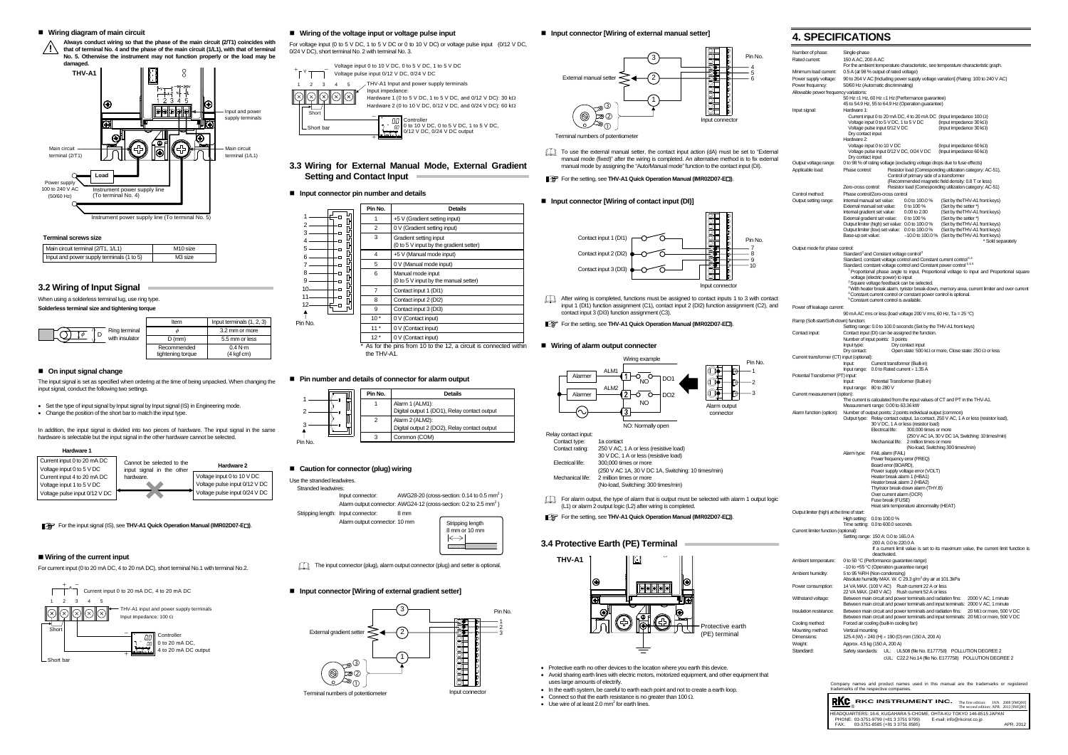## ■ Wiring diagram of main circuit

**Always conduct wiring so that the phase of the main circuit (2/T1) coincides with that of terminal No. 4 and the phase of the main circuit (1/L1), with that of terminal No. 5. Otherwise the instrument may not function properly or the load may be damaged.**

THV-A1

Input and power supply terminals

Main circuit terminal (2/T1)

Main circuit terminal (1/L1)

Load

Power supply 100 to 240 V AC (50/60 Hz)

Instrument power supply line (To terminal No. 4)

Instrument power supply line (To terminal No. 5)

### Terminal screws size

| | |
|---|---|
| Main circuit terminal (2/T1, 1/L1) | M10 size |
| Input and power supply terminals (1 to 5) | M3 size |

## 3.2 Wiring of Input Signal

When using a solderless terminal lug, use ring type.

**Solderless terminal size and tightening torque**

Ring terminal with insulator

| Item | Input terminals (1, 2, 3) |
|---|---|
| $\phi$ | 3.2 mm or more |
| D (mm) | 5.5 mm or less |
| Recommended tightening torque | 0.4 N·m (4 kgf·cm) |

### ■ On input signal change

The input signal is set as specified when ordering at the time of being unpacked. When changing the input signal, conduct the following two settings.

- Set the type of input signal by Input signal (IS) in Engineering mode.
- Change the position of the short bar to match the input type.

In addition, the input signal is divided into two pieces of hardware. The input signal in the same hardware is selectable but the input signal in the other hardware cannot be selected.

| Hardware 1 | | Hardware 2 |
|---|---|---|
| Current input 0 to 20 mA DC<br>Voltage input 0 to 5 V DC<br>Current input 4 to 20 mA DC<br>Voltage input 1 to 5 V DC<br>Voltage pulse input 0/12 V DC | Cannot be selected to the input signal in the other hardware. | Voltage input 0 to 10 V DC<br>Voltage pulse input 0/12 V DC<br>Voltage pulse input 0/24 V DC |

For the input signal (IS), see **THV-A1 Quick Operation Manual (IMR02D07-E□)**.

### ■ Wiring of the current input

For current input (0 to 20 mA DC, 4 to 20 mA DC), short terminal No.1 with terminal No.2.

Current input 0 to 20 mA DC, 4 to 20 mA DC

THV-A1 input and power supply terminals

Input impedance: 100 Ω

Short

Controller 0 to 20 mA DC, 4 to 20 mA DC output

Short bar

### ■ Wiring of the voltage input or voltage pulse input

For voltage input (0 to 5 V DC, 1 to 5 V DC or 0 to 10 V DC) or voltage pulse input (0/12 V DC, 0/24 V DC), short terminal No. 2 with terminal No. 3.

Voltage input 0 to 10 V DC, 0 to 5 V DC, 1 to 5 V DC

Voltage pulse input 0/12 V DC, 0/24 V DC

THV-A1 Input and power supply terminals

Input impedance:

Hardware 1 (0 to 5 V DC, 1 to 5 V DC, and 0/12 V DC): 30 kΩ

Hardware 2 (0 to 10 V DC, 0/12 V DC, and 0/24 V DC): 60 kΩ

Short

Short bar

Controller 0 to 10 V DC, 0 to 5 V DC, 1 to 5 V DC, 0/12 V DC, 0/24 V DC output

## 3.3 Wiring for External Manual Mode, External Gradient Setting and Contact Input

### ■ Input connector pin number and details

| Pin No. | Details |
|---|---|
| 1 | +5 V (Gradient setting input) |
| 2 | 0 V (Gradient setting input) |
| 3 | Gradient setting input (0 to 5 V input by the gradient setter) |
| 4 | +5 V (Manual mode input) |
| 5 | 0 V (Manual mode input) |
| 6 | Manual mode input (0 to 5 V input by the manual setter) |
| 7 | Contact input 1 (DI1) |
| 8 | Contact input 2 (DI2) |
| 9 | Contact input 3 (DI3) |
| 10 * | 0 V (Contact input) |
| 11 * | 0 V (Contact input) |
| 12 * | 0 V (Contact input) |

\* As for the pins from 10 to the 12, a circuit is connected within the THV-A1.

### ■ Pin number and details of connector for alarm output

| Pin No. | Details |
|---|---|
| 1 | Alarm 1 (ALM1): Digital output 1 (DO1), Relay contact output |
| 2 | Alarm 2 (ALM2): Digital output 2 (DO2), Relay contact output |
| 3 | Common (COM) |

### ■ Caution for connector (plug) wiring

Use the stranded leadwires.

Stranded leadwires:

- Input connector: AWG28-20 (cross-section: 0.14 to 0.5 mm²)
- Alarm output connector: AWG24-12 (cross-section: 0.2 to 2.5 mm²)

Stripping length:

- Input connector: 8 mm
- Alarm output connector: 10 mm

Stripping length 8 mm or 10 mm

The input connector (plug), alarm output connector (plug) and setter is optional.

### ■ Input connector [Wiring of external gradient setter]

External gradient setter

Terminal numbers of potentiometer

Input connector

### ■ Input connector [Wiring of external manual setter]

External manual setter

Terminal numbers of potentiometer

Input connector

To use the external manual setter, the contact input action (dA) must be set to "External manual mode (fixed)" after the wiring is completed. An alternative method is to fix external manual mode by assigning the "Auto/Manual mode" function to the contact input (DI).

For the setting, see **THV-A1 Quick Operation Manual (IMR02D07-E□)**.

### ■ Input connector [Wiring of contact input (DI)]

Contact input 1 (DI1)

Contact input 2 (DI2)

Contact input 3 (DI3)

Input connector

After wiring is completed, functions must be assigned to contact inputs 1 to 3 with contact input 1 (DI1) function assignment (C1), contact input 2 (DI2) function assignment (C2), and contact input 3 (DI3) function assignment (C3).

For the setting, see **THV-A1 Quick Operation Manual (IMR02D07-E□)**.

### ■ Wiring of alarm output connecter

Wiring example

Alarmer, ALM1, DO1

Alarmer, ALM2, DO2

NO: Normally open

Alarm output connector

Relay contact input:

| | |
|---|---|
| Contact type: | 1a contact |
| Contact rating: | 250 V AC, 1 A or less (resistive load)<br>30 V DC, 1 A or less (resistive load) |
| Electrical life: | 300,000 times or more<br>(250 V AC 1A, 30 V DC 1A, Switching: 10 times/min) |
| Mechanical life: | 2 million times or more<br>(No-load, Switching: 300 times/min) |

For alarm output, the type of alarm that is output must be selected with alarm 1 output logic (L1) or alarm 2 output logic (L2) after wiring is completed.

For the setting, see **THV-A1 Quick Operation Manual (IMR02D07-E□)**.

## 3.4 Protective Earth (PE) Terminal

THV-A1

Protective earth (PE) terminal

- Protective earth no other devices to the location where you earth this device.
- Avoid sharing earth lines with electric motors, motorized equipment, and other equipment that uses large amounts of electrify.
- In the earth system, be careful to earth each point and not to create a earth loop.
- Connect so that the earth resistance is no greater than 100 Ω.
- Use wire of at least 2.0 mm² for earth lines.

# 4. SPECIFICATIONS

| | |
|---|---|
| Number of phase: | Single-phase |
| Rated current: | 150 A AC, 200 A AC<br>For the ambient temperature characteristic, see temperature characteristic graph. |
| Minimum load current: | 0.5 A (at 98 % output of rated voltage) |
| Power supply voltage: | 90 to 264 V AC [Including power supply voltage variation] (Rating: 100 to 240 V AC) |
| Power frequency: | 50/60 Hz (Automatic discriminating) |
| Allowable power frequency variations: | 50 Hz ±1 Hz, 60 Hz ±1 Hz (Performance guarantee)<br>45 to 54.9 Hz, 55 to 64.9 Hz (Operation guarantee) |
| Input signal: | Hardware 1:<br>Current input 0 to 20 mA DC, 4 to 20 mA DC (Input impedance 100 Ω)<br>Voltage input 0 to 5 V DC, 1 to 5 V DC (Input impedance 30 kΩ)<br>Voltage pulse input 0/12 V DC (Input impedance 30 kΩ)<br>Dry contact input<br>Hardware 2:<br>Voltage input 0 to 10 V DC (Input impedance 60 kΩ)<br>Voltage pulse input 0/12 V DC, 0/24 V DC (Input impedance 60 kΩ)<br>Dry contact input |
| Output voltage range: | 0 to 98 % of rating voltage (excluding voltage drops due to fuse effects) |
| Applicable load: | Phase control: Resistor load (Corresponding utilization category: AC-51), Control of primary side of a transformer (Recommended magnetic field density: 0.8 T or less)<br>Zero-cross control: Resistor load (Corresponding utilization category: AC-51) |
| Control method: | Phase control/Zero-cross control |
| Output setting range: | Internal manual set value: 0.0 to 100.0 % (Set by the THV-A1 front keys)<br>External manual set value: 0 to 100 % (Set by the setter *)<br>Internal gradient set value: 0.00 to 2.00 (Set by the THV-A1 front keys)<br>External gradient set value: 0 to 100 % (Set by the setter *)<br>Output limiter (high) set value: 0.0 to 100.0 % (Set by the THV-A1 front keys)<br>Output limiter (low) set value: 0.0 to 100.0 % (Set by the THV-A1 front keys)<br>Base-up set value: −10.0 to 100.0 % (Set by the THV-A1 front keys)<br>\* Sold separately |
| Output mode for phase control: | Standard [1] and Constant voltage control [2]<br>Standard, constant voltage control and Constant current control [3, 4]<br>Standard, constant voltage control and Constant power control [3, 5]<br>[1] Proportional phase angle to input, Proportional voltage to input and Proportional square voltage (electric power) to input<br>[2] Square voltage feedback can be selected.<br>[3] With heater break alarm, thyristor break-down, memory area, current limiter and over current<br>[4] Constant current control or constant power control is optional.<br>[5] Constant current control is available. |
| Power off leakage current: | 90 mA AC rms or less (load voltage 200 V rms, 60 Hz, Ta = 25 °C) |
| Ramp (Soft-start/Soft-down) function: | Setting range: 0.0 to 100.0 seconds (Set by the THV-A1 front keys) |
| Contact input: | Contact input (DI) can be assigned the function.<br>Number of input points: 3 points<br>Input type: Dry contact input<br>Dry contact: Open state: 500 kΩ or more, Close state: 250 Ω or less |
| Current transformer (CT) input (optional): | Input: Current transformer (Built-in)<br>Input range: 0.0 to Rated current × 1.35 A |
| Potential Transformer (PT) input: | Input: Potential Transformer (Built-in)<br>Input range: 80 to 280 V |
| Current measurement (option): | The current is calculated from the input values of CT and PT in the THV-A1.<br>Measurement range: 0.00 to 63.36 kW |
| Alarm function (option): | Number of output points: 2 points individual output (common)<br>Output type: Relay contact output, 1a contact, 250 V AC, 1 A or less (resistor load), 30 V DC, 1 A or less (resistor load)<br>Electrical life: 300,000 times or more (250 V AC 1A, 30 V DC 1A, Switching: 10 times/min)<br>Mechanical life: 2 million times or more (No-load, Switching 300 times/min)<br>Alarm type: FAIL alarm (FAIL)<br>Power frequency error (FREQ)<br>Board error (BOARD),<br>Power supply voltage error (VOLT)<br>Heater break alarm 1 (HBA1)<br>Heater break alarm 2 (HBA2)<br>Thyristor break-down alarm (THY.B)<br>Over current alarm (OCR)<br>Fuse break (FUSE)<br>Heat sink temperature abnormality (HEAT) |
| Output limiter (high) at the time of start: | High setting: 0.0 to 100.0 %<br>Time setting: 0.0 to 600.0 seconds |
| Current limiter function (optional): | Setting range: 150 A: 0.0 to 165.0 A<br>200 A: 0.0 to 220.0 A<br>If a current limit value is set to its maximum value, the current limit function is deactivated. |
| Ambient temperature: | 0 to 50 °C (Performance guarantee range)<br>−10 to +55 °C (Operation guarantee range) |
| Ambient humidity: | 5 to 95 %RH (Non-condensing)<br>Absolute humidity MAX. W. C 29.3 g/m³ dry air at 101.3kPa |
| Power consumption: | 14 VA MAX. (100 V AC) Rush current 22 A or less<br>22 VA MAX. (240 V AC) Rush current 52 A or less |
| Withstand voltage: | Between main circuit and power terminals and radiation fins: 2000 V AC, 1 minute<br>Between main circuit and power terminals and input terminals: 2000 V AC, 1 minute |
| Insulation resistance: | Between main circuit and power terminals and radiation fins: 20 MΩ or more, 500 V DC<br>Between main circuit and power terminals and input terminals: 20 MΩ or more, 500 V DC |
| Cooling method: | Forced air cooling (built-in cooling fan) |
| Mounting method: | Vertical mounting |
| Dimensions: | 125.4 (W) × 240 (H) × 190 (D) mm (150 A, 200 A) |
| Weight: | Approx. 4.5 kg (150 A, 200 A) |
| Standard: | Safety standards: UL: UL508 (file No. E177758) POLLUTION DEGREE 2<br>cUL: C22.2 No.14 (file No. E177758) POLLUTION DEGREE 2 |

Company names and product names used in this manual are the trademarks or registered trademarks of the respective companies.

**RKC INSTRUMENT INC.**

The first edition: JAN. 2008 [IMQ00]
The second edition: APR. 2012 [IMQ00]

HEADQUARTERS: 16-6, KUGAHARA 5-CHOME, OHTA-KU TOKYO 146-8515 JAPAN
PHONE: 03-3751-9799 (+81 3 3751 9799) E-mail: info@rkcinst.co.jp
FAX: 03-3751-8585 (+81 3 3751 8585)

APR. 2012